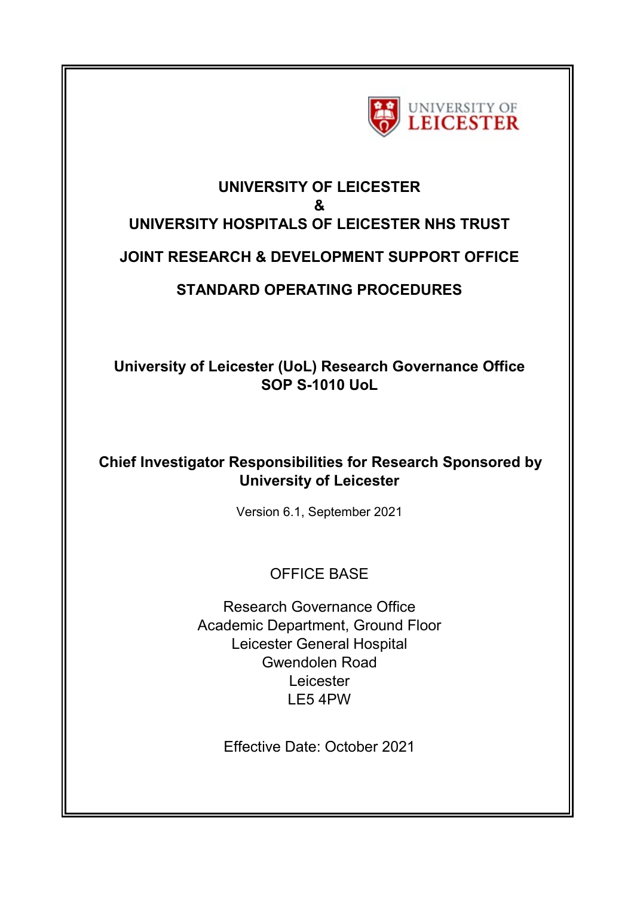UNIVERSITY OF LEICESTER

# UNIVERSITY OF LEICESTER
# &
# UNIVERSITY HOSPITALS OF LEICESTER NHS TRUST

# JOINT RESEARCH & DEVELOPMENT SUPPORT OFFICE

# STANDARD OPERATING PROCEDURES

## University of Leicester (UoL) Research Governance Office
## SOP S-1010 UoL

## Chief Investigator Responsibilities for Research Sponsored by University of Leicester

Version 6.1, September 2021

OFFICE BASE

Research Governance Office
Academic Department, Ground Floor
Leicester General Hospital
Gwendolen Road
Leicester
LE5 4PW

Effective Date: October 2021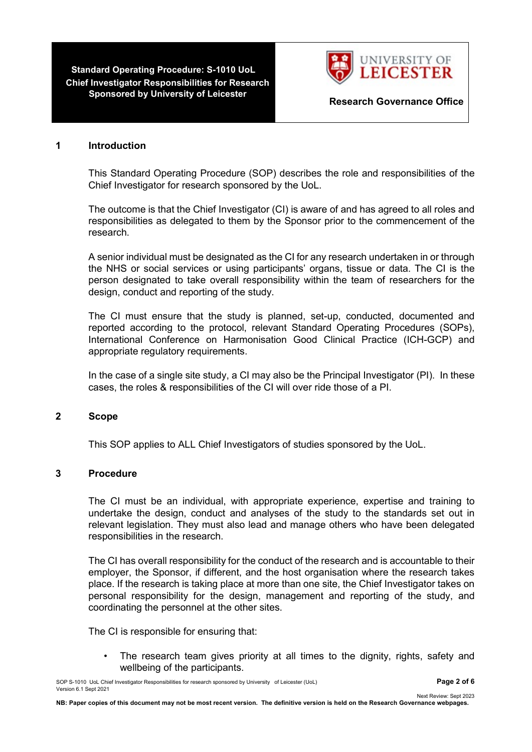## 1 Introduction

This Standard Operating Procedure (SOP) describes the role and responsibilities of the Chief Investigator for research sponsored by the UoL.

The outcome is that the Chief Investigator (CI) is aware of and has agreed to all roles and responsibilities as delegated to them by the Sponsor prior to the commencement of the research.

A senior individual must be designated as the CI for any research undertaken in or through the NHS or social services or using participants' organs, tissue or data. The CI is the person designated to take overall responsibility within the team of researchers for the design, conduct and reporting of the study.

The CI must ensure that the study is planned, set-up, conducted, documented and reported according to the protocol, relevant Standard Operating Procedures (SOPs), International Conference on Harmonisation Good Clinical Practice (ICH-GCP) and appropriate regulatory requirements.

In the case of a single site study, a CI may also be the Principal Investigator (PI). In these cases, the roles & responsibilities of the CI will over ride those of a PI.

## 2 Scope

This SOP applies to ALL Chief Investigators of studies sponsored by the UoL.

## 3 Procedure

The CI must be an individual, with appropriate experience, expertise and training to undertake the design, conduct and analyses of the study to the standards set out in relevant legislation. They must also lead and manage others who have been delegated responsibilities in the research.

The CI has overall responsibility for the conduct of the research and is accountable to their employer, the Sponsor, if different, and the host organisation where the research takes place. If the research is taking place at more than one site, the Chief Investigator takes on personal responsibility for the design, management and reporting of the study, and coordinating the personnel at the other sites.

The CI is responsible for ensuring that:

- The research team gives priority at all times to the dignity, rights, safety and wellbeing of the participants.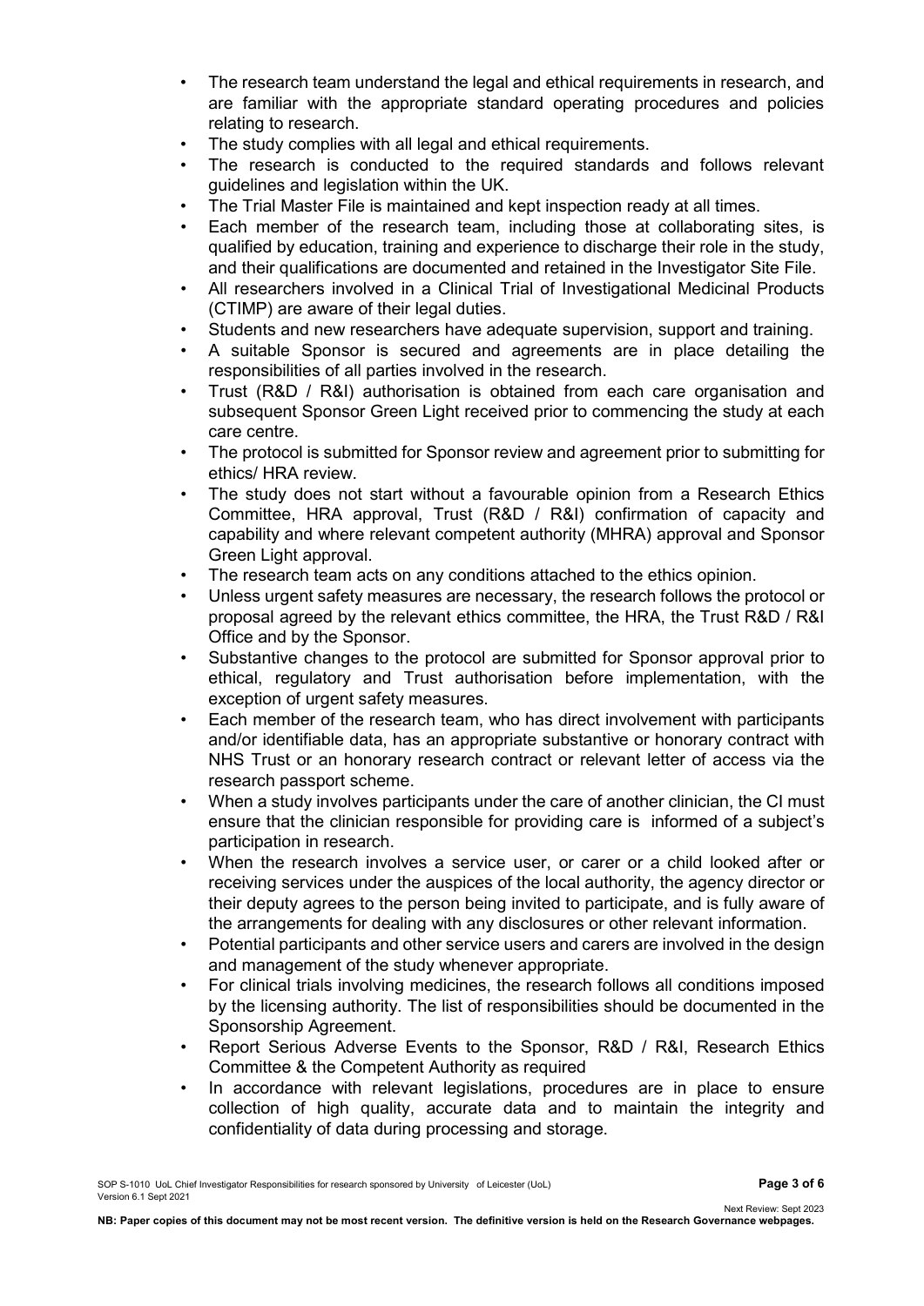- The research team understand the legal and ethical requirements in research, and are familiar with the appropriate standard operating procedures and policies relating to research.
- The study complies with all legal and ethical requirements.
- The research is conducted to the required standards and follows relevant guidelines and legislation within the UK.
- The Trial Master File is maintained and kept inspection ready at all times.
- Each member of the research team, including those at collaborating sites, is qualified by education, training and experience to discharge their role in the study, and their qualifications are documented and retained in the Investigator Site File.
- All researchers involved in a Clinical Trial of Investigational Medicinal Products (CTIMP) are aware of their legal duties.
- Students and new researchers have adequate supervision, support and training.
- A suitable Sponsor is secured and agreements are in place detailing the responsibilities of all parties involved in the research.
- Trust (R&D / R&I) authorisation is obtained from each care organisation and subsequent Sponsor Green Light received prior to commencing the study at each care centre.
- The protocol is submitted for Sponsor review and agreement prior to submitting for ethics/ HRA review.
- The study does not start without a favourable opinion from a Research Ethics Committee, HRA approval, Trust (R&D / R&I) confirmation of capacity and capability and where relevant competent authority (MHRA) approval and Sponsor Green Light approval.
- The research team acts on any conditions attached to the ethics opinion.
- Unless urgent safety measures are necessary, the research follows the protocol or proposal agreed by the relevant ethics committee, the HRA, the Trust R&D / R&I Office and by the Sponsor.
- Substantive changes to the protocol are submitted for Sponsor approval prior to ethical, regulatory and Trust authorisation before implementation, with the exception of urgent safety measures.
- Each member of the research team, who has direct involvement with participants and/or identifiable data, has an appropriate substantive or honorary contract with NHS Trust or an honorary research contract or relevant letter of access via the research passport scheme.
- When a study involves participants under the care of another clinician, the CI must ensure that the clinician responsible for providing care is informed of a subject's participation in research.
- When the research involves a service user, or carer or a child looked after or receiving services under the auspices of the local authority, the agency director or their deputy agrees to the person being invited to participate, and is fully aware of the arrangements for dealing with any disclosures or other relevant information.
- Potential participants and other service users and carers are involved in the design and management of the study whenever appropriate.
- For clinical trials involving medicines, the research follows all conditions imposed by the licensing authority. The list of responsibilities should be documented in the Sponsorship Agreement.
- Report Serious Adverse Events to the Sponsor, R&D / R&I, Research Ethics Committee & the Competent Authority as required
- In accordance with relevant legislations, procedures are in place to ensure collection of high quality, accurate data and to maintain the integrity and confidentiality of data during processing and storage.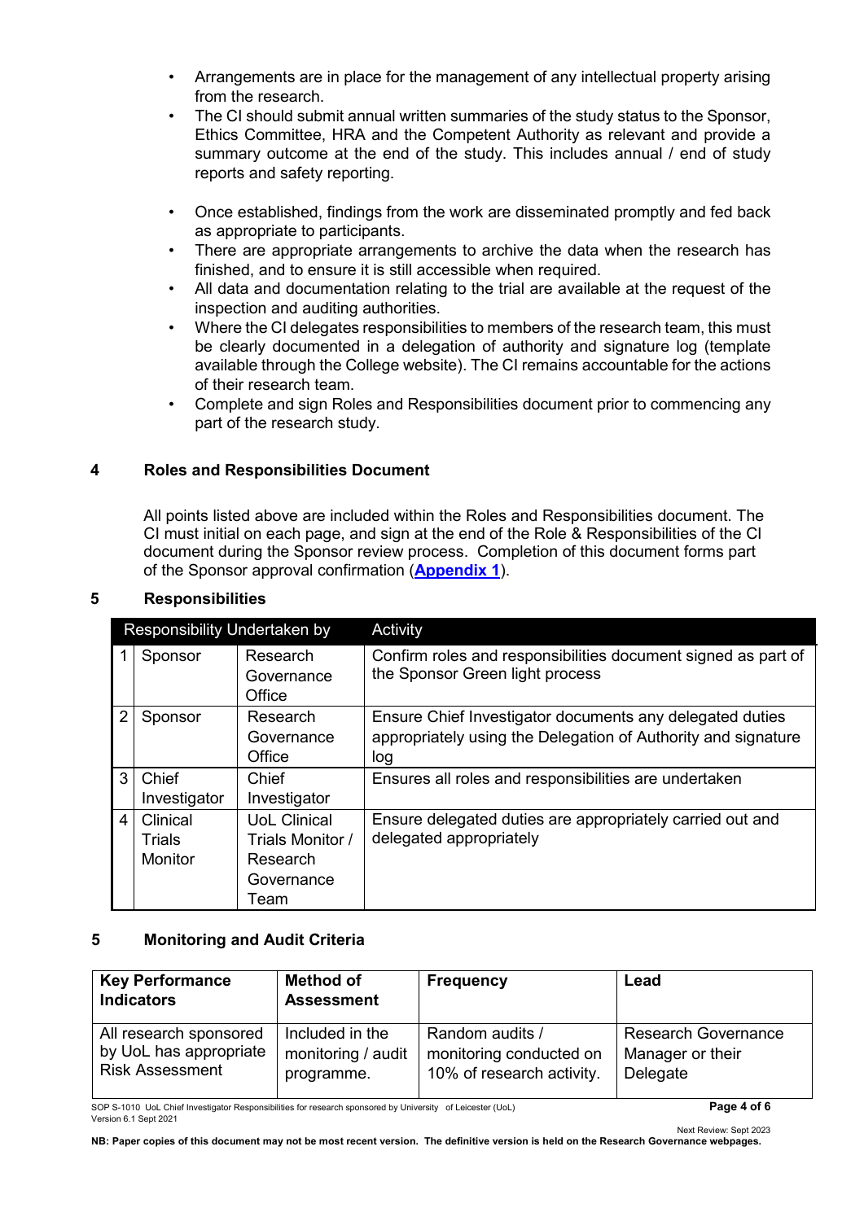- Arrangements are in place for the management of any intellectual property arising from the research.
- The CI should submit annual written summaries of the study status to the Sponsor, Ethics Committee, HRA and the Competent Authority as relevant and provide a summary outcome at the end of the study. This includes annual / end of study reports and safety reporting.
- Once established, findings from the work are disseminated promptly and fed back as appropriate to participants.
- There are appropriate arrangements to archive the data when the research has finished, and to ensure it is still accessible when required.
- All data and documentation relating to the trial are available at the request of the inspection and auditing authorities.
- Where the CI delegates responsibilities to members of the research team, this must be clearly documented in a delegation of authority and signature log (template available through the College website). The CI remains accountable for the actions of their research team.
- Complete and sign Roles and Responsibilities document prior to commencing any part of the research study.

## 4 Roles and Responsibilities Document

All points listed above are included within the Roles and Responsibilities document. The CI must initial on each page, and sign at the end of the Role & Responsibilities of the CI document during the Sponsor review process. Completion of this document forms part of the Sponsor approval confirmation (**Appendix 1**).

## 5 Responsibilities

| | Responsibility Undertaken by | | Activity |
|---|---|---|---|
| 1 | Sponsor | Research Governance Office | Confirm roles and responsibilities document signed as part of the Sponsor Green light process |
| 2 | Sponsor | Research Governance Office | Ensure Chief Investigator documents any delegated duties appropriately using the Delegation of Authority and signature log |
| 3 | Chief Investigator | Chief Investigator | Ensures all roles and responsibilities are undertaken |
| 4 | Clinical Trials Monitor | UoL Clinical Trials Monitor / Research Governance Team | Ensure delegated duties are appropriately carried out and delegated appropriately |

## 5 Monitoring and Audit Criteria

| Key Performance Indicators | Method of Assessment | Frequency | Lead |
|---|---|---|---|
| All research sponsored by UoL has appropriate Risk Assessment | Included in the monitoring / audit programme. | Random audits / monitoring conducted on 10% of research activity. | Research Governance Manager or their Delegate |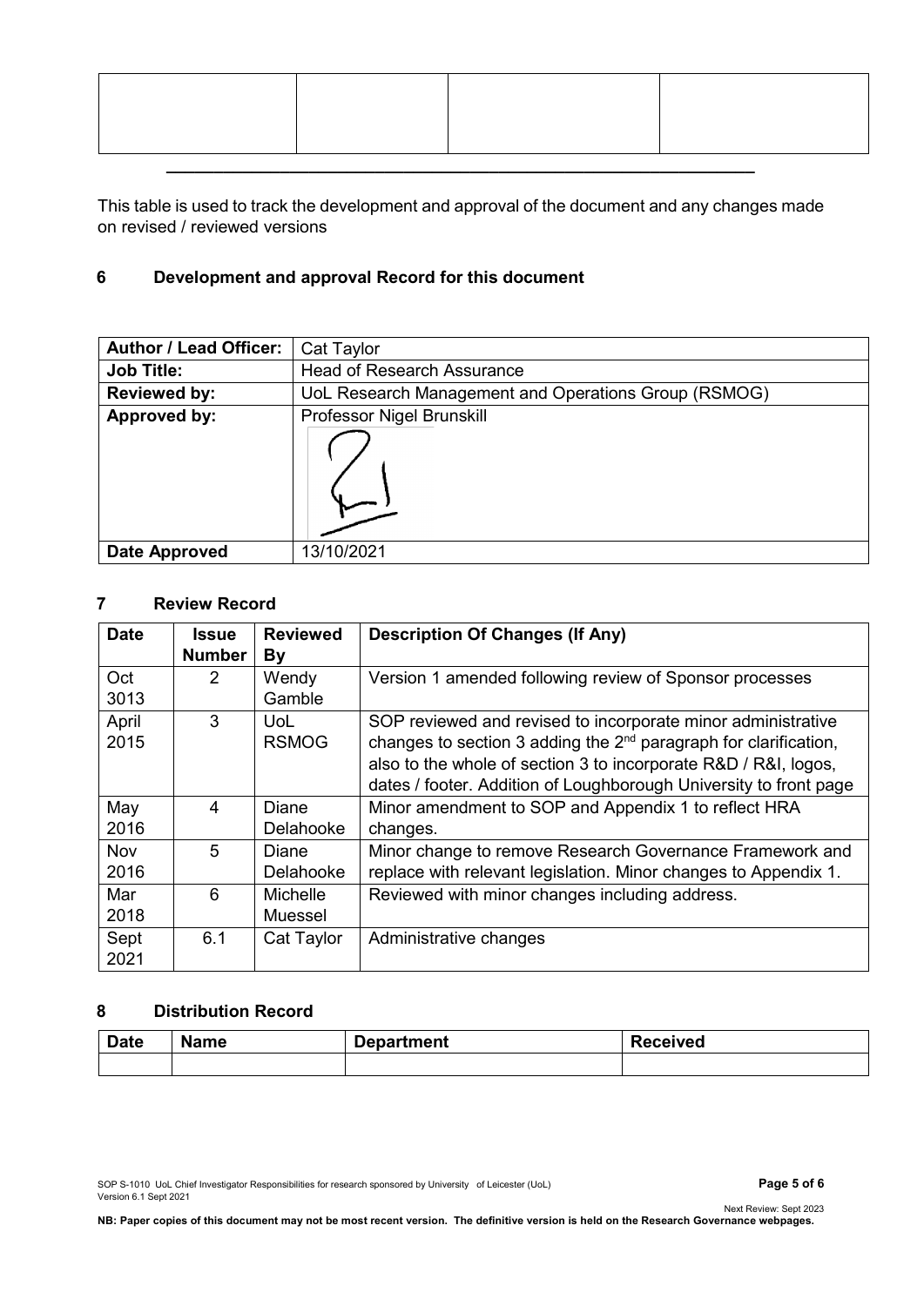| | | | |
|---|---|---|---|
| | | | |

This table is used to track the development and approval of the document and any changes made on revised / reviewed versions

## 6 Development and approval Record for this document

| **Author / Lead Officer:** | Cat Taylor |
|---|---|
| **Job Title:** | Head of Research Assurance |
| **Reviewed by:** | UoL Research Management and Operations Group (RSMOG) |
| **Approved by:** | Professor Nigel Brunskill |
| **Date Approved** | 13/10/2021 |

## 7 Review Record

| Date | Issue Number | Reviewed By | Description Of Changes (If Any) |
|---|---|---|---|
| Oct 3013 | 2 | Wendy Gamble | Version 1 amended following review of Sponsor processes |
| April 2015 | 3 | UoL RSMOG | SOP reviewed and revised to incorporate minor administrative changes to section 3 adding the 2nd paragraph for clarification, also to the whole of section 3 to incorporate R&D / R&I, logos, dates / footer. Addition of Loughborough University to front page |
| May 2016 | 4 | Diane Delahooke | Minor amendment to SOP and Appendix 1 to reflect HRA changes. |
| Nov 2016 | 5 | Diane Delahooke | Minor change to remove Research Governance Framework and replace with relevant legislation. Minor changes to Appendix 1. |
| Mar 2018 | 6 | Michelle Muessel | Reviewed with minor changes including address. |
| Sept 2021 | 6.1 | Cat Taylor | Administrative changes |

## 8 Distribution Record

| Date | Name | Department | Received |
|---|---|---|---|
| | | | |